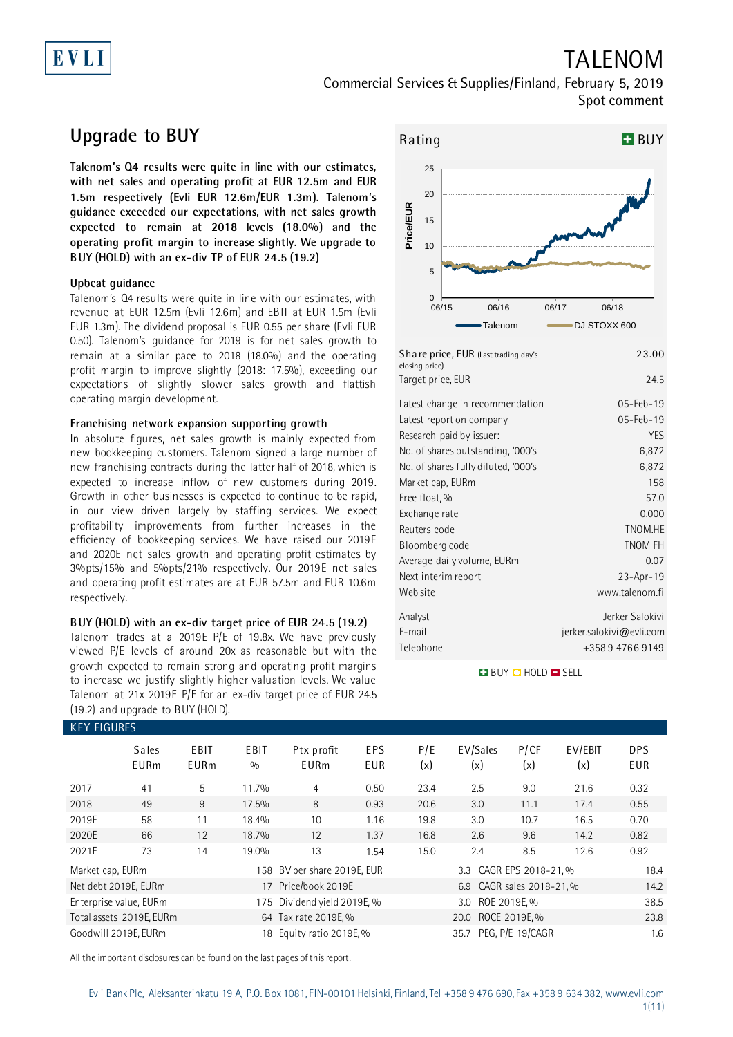# TALENOM

Commercial Services & Supplies/Finland, February 5, 2019
Spot comment

## Upgrade to BUY

**Talenom's Q4 results were quite in line with our estimates, with net sales and operating profit at EUR 12.5m and EUR 1.5m respectively (Evli EUR 12.6m/EUR 1.3m). Talenom's guidance exceeded our expectations, with net sales growth expected to remain at 2018 levels (18.0%) and the operating profit margin to increase slightly. We upgrade to BUY (HOLD) with an ex-div TP of EUR 24.5 (19.2)**

### Upbeat guidance

Talenom's Q4 results were quite in line with our estimates, with revenue at EUR 12.5m (Evli 12.6m) and EBIT at EUR 1.5m (Evli EUR 1.3m). The dividend proposal is EUR 0.55 per share (Evli EUR 0.50). Talenom's guidance for 2019 is for net sales growth to remain at a similar pace to 2018 (18.0%) and the operating profit margin to improve slightly (2018: 17.5%), exceeding our expectations of slightly slower sales growth and flattish operating margin development.

### Franchising network expansion supporting growth

In absolute figures, net sales growth is mainly expected from new bookkeeping customers. Talenom signed a large number of new franchising contracts during the latter half of 2018, which is expected to increase inflow of new customers during 2019. Growth in other businesses is expected to continue to be rapid, in our view driven largely by staffing services. We expect profitability improvements from further increases in the efficiency of bookkeeping services. We have raised our 2019E and 2020E net sales growth and operating profit estimates by 3%pts/15% and 5%pts/21% respectively. Our 2019E net sales and operating profit estimates are at EUR 57.5m and EUR 10.6m respectively.

### BUY (HOLD) with an ex-div target price of EUR 24.5 (19.2)

Talenom trades at a 2019E P/E of 19.8x. We have previously viewed P/E levels of around 20x as reasonable but with the growth expected to remain strong and operating profit margins to increase we justify slightly higher valuation levels. We value Talenom at 21x 2019E P/E for an ex-div target price of EUR 24.5 (19.2) and upgrade to BUY (HOLD).

**Rating: BUY**

| | |
|---|---|
| Share price, EUR (Last trading day's closing price) | 23.00 |
| Target price, EUR | 24.5 |
| Latest change in recommendation | 05-Feb-19 |
| Latest report on company | 05-Feb-19 |
| Research paid by issuer: | YES |
| No. of shares outstanding, '000's | 6,872 |
| No. of shares fully diluted, '000's | 6,872 |
| Market cap, EURm | 158 |
| Free float, % | 57.0 |
| Exchange rate | 0.000 |
| Reuters code | TNOM.HE |
| Bloomberg code | TNOM FH |
| Average daily volume, EURm | 0.07 |
| Next interim report | 23-Apr-19 |
| Web site | www.talenom.fi |
| Analyst | Jerker Salokivi |
| E-mail | jerker.salokivi@evli.com |
| Telephone | +358 9 4766 9149 |

BUY HOLD SELL

### KEY FIGURES

| | Sales EURm | EBIT EURm | EBIT % | Ptx profit EURm | EPS EUR | P/E (x) | EV/Sales (x) | P/CF (x) | EV/EBIT (x) | DPS EUR |
|---|---|---|---|---|---|---|---|---|---|---|
| 2017 | 41 | 5 | 11.7% | 4 | 0.50 | 23.4 | 2.5 | 9.0 | 21.6 | 0.32 |
| 2018 | 49 | 9 | 17.5% | 8 | 0.93 | 20.6 | 3.0 | 11.1 | 17.4 | 0.55 |
| 2019E | 58 | 11 | 18.4% | 10 | 1.16 | 19.8 | 3.0 | 10.7 | 16.5 | 0.70 |
| 2020E | 66 | 12 | 18.7% | 12 | 1.37 | 16.8 | 2.6 | 9.6 | 14.2 | 0.82 |
| 2021E | 73 | 14 | 19.0% | 13 | 1.54 | 15.0 | 2.4 | 8.5 | 12.6 | 0.92 |

| | | | | | |
|---|---|---|---|---|---|
| Market cap, EURm | 158 | BV per share 2019E, EUR | 3.3 | CAGR EPS 2018-21, % | 18.4 |
| Net debt 2019E, EURm | 17 | Price/book 2019E | 6.9 | CAGR sales 2018-21, % | 14.2 |
| Enterprise value, EURm | 175 | Dividend yield 2019E, % | 3.0 | ROE 2019E, % | 38.5 |
| Total assets 2019E, EURm | 64 | Tax rate 2019E, % | 20.0 | ROCE 2019E, % | 23.8 |
| Goodwill 2019E, EURm | 18 | Equity ratio 2019E, % | 35.7 | PEG, P/E 19/CAGR | 1.6 |

All the important disclosures can be found on the last pages of this report.

Evli Bank Plc, Aleksanterinkatu 19 A, P.O. Box 1081, FIN-00101 Helsinki, Finland, Tel +358 9 476 690, Fax +358 9 634 382, www.evli.com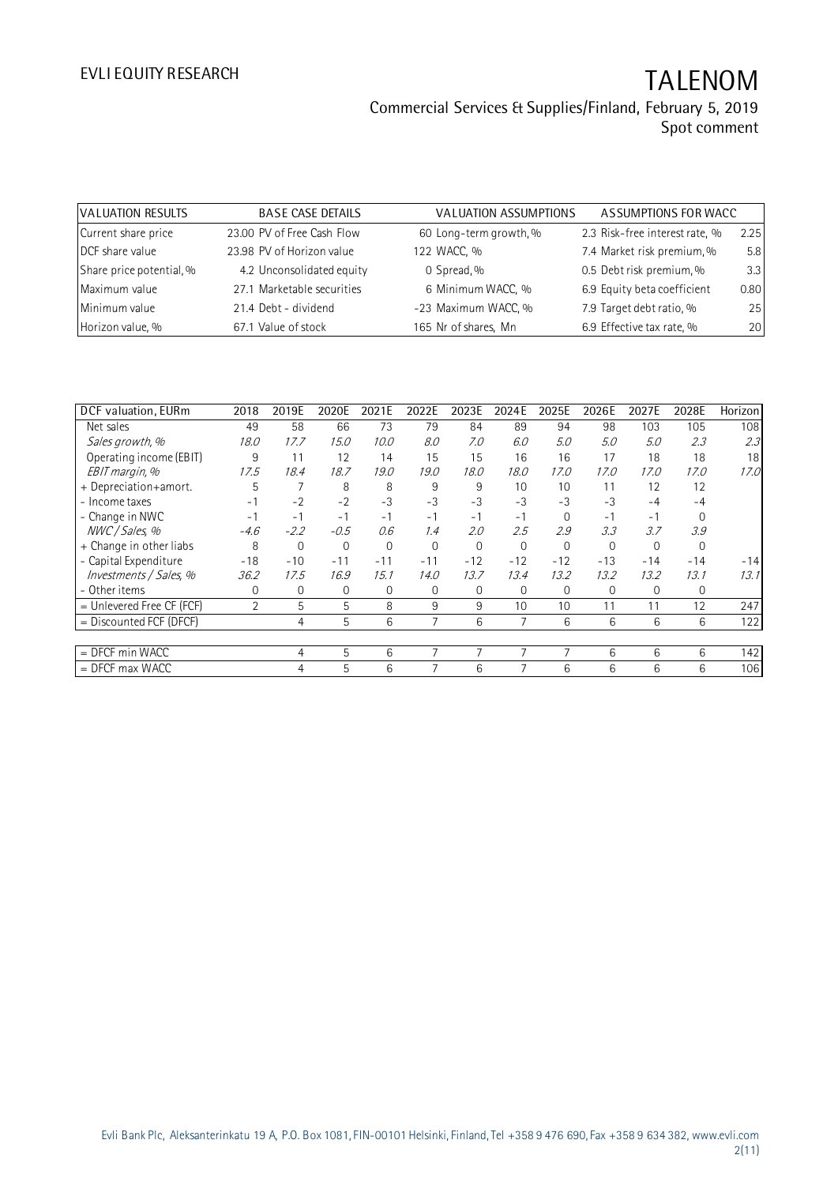| VALUATION RESULTS | BASE CASE DETAILS | | VALUATION ASSUMPTIONS | | ASSUMPTIONS FOR WACC | |
|---|---|---|---|---|---|---|
| Current share price | 23.00 | PV of Free Cash Flow | 60 | Long-term growth, % | 2.3 | Risk-free interest rate, % | 2.25 |
| DCF share value | 23.98 | PV of Horizon value | 122 | WACC, % | 7.4 | Market risk premium, % | 5.8 |
| Share price potential, % | 4.2 | Unconsolidated equity | 0 | Spread, % | 0.5 | Debt risk premium, % | 3.3 |
| Maximum value | 27.1 | Marketable securities | 6 | Minimum WACC, % | 6.9 | Equity beta coefficient | 0.80 |
| Minimum value | 21.4 | Debt - dividend | -23 | Maximum WACC, % | 7.9 | Target debt ratio, % | 25 |
| Horizon value, % | 67.1 | Value of stock | 165 | Nr of shares, Mn | 6.9 | Effective tax rate, % | 20 |

| DCF valuation, EURm | 2018 | 2019E | 2020E | 2021E | 2022E | 2023E | 2024E | 2025E | 2026E | 2027E | 2028E | Horizon |
|---|---|---|---|---|---|---|---|---|---|---|---|---|
| Net sales | 49 | 58 | 66 | 73 | 79 | 84 | 89 | 94 | 98 | 103 | 105 | 108 |
| *Sales growth, %* | *18.0* | *17.7* | *15.0* | *10.0* | *8.0* | *7.0* | *6.0* | *5.0* | *5.0* | *5.0* | *2.3* | *2.3* |
| Operating income (EBIT) | 9 | 11 | 12 | 14 | 15 | 15 | 16 | 16 | 17 | 18 | 18 | 18 |
| *EBIT margin, %* | *17.5* | *18.4* | *18.7* | *19.0* | *19.0* | *18.0* | *18.0* | *17.0* | *17.0* | *17.0* | *17.0* | *17.0* |
| + Depreciation+amort. | 5 | 7 | 8 | 8 | 9 | 9 | 10 | 10 | 11 | 12 | 12 | |
| - Income taxes | -1 | -2 | -2 | -3 | -3 | -3 | -3 | -3 | -3 | -4 | -4 | |
| - Change in NWC | -1 | -1 | -1 | -1 | -1 | -1 | -1 | 0 | -1 | -1 | 0 | |
| *NWC / Sales, %* | *-4.6* | *-2.2* | *-0.5* | *0.6* | *1.4* | *2.0* | *2.5* | *2.9* | *3.3* | *3.7* | *3.9* | |
| + Change in other liabs | 8 | 0 | 0 | 0 | 0 | 0 | 0 | 0 | 0 | 0 | 0 | |
| - Capital Expenditure | -18 | -10 | -11 | -11 | -11 | -12 | -12 | -12 | -13 | -14 | -14 | -14 |
| *Investments / Sales, %* | *36.2* | *17.5* | *16.9* | *15.1* | *14.0* | *13.7* | *13.4* | *13.2* | *13.2* | *13.2* | *13.1* | *13.1* |
| - Other items | 0 | 0 | 0 | 0 | 0 | 0 | 0 | 0 | 0 | 0 | 0 | |
| = Unlevered Free CF (FCF) | 2 | 5 | 5 | 8 | 9 | 9 | 10 | 10 | 11 | 11 | 12 | 247 |
| = Discounted FCF (DFCF) | | 4 | 5 | 6 | 7 | 6 | 7 | 6 | 6 | 6 | 6 | 122 |
| | | | | | | | | | | | | |
| = DFCF min WACC | | 4 | 5 | 6 | 7 | 7 | 7 | 7 | 6 | 6 | 6 | 142 |
| = DFCF max WACC | | 4 | 5 | 6 | 7 | 6 | 7 | 6 | 6 | 6 | 6 | 106 |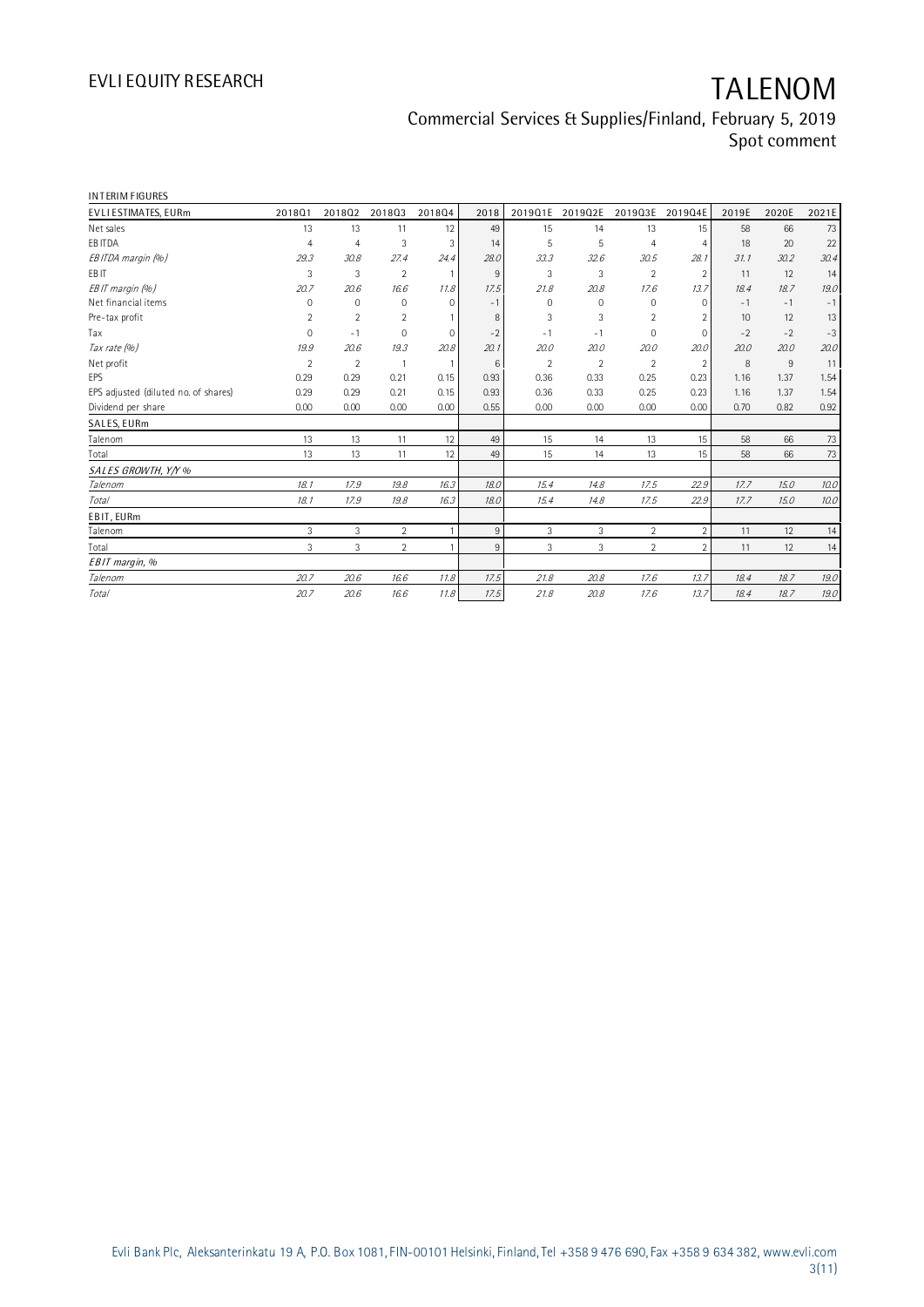INTERIM FIGURES

| EVLI ESTIMATES, EURm | 2018Q1 | 2018Q2 | 2018Q3 | 2018Q4 | 2018 | 2019Q1E | 2019Q2E | 2019Q3E | 2019Q4E | 2019E | 2020E | 2021E |
|---|---|---|---|---|---|---|---|---|---|---|---|---|
| Net sales | 13 | 13 | 11 | 12 | 49 | 15 | 14 | 13 | 15 | 58 | 66 | 73 |
| EBITDA | 4 | 4 | 3 | 3 | 14 | 5 | 5 | 4 | 4 | 18 | 20 | 22 |
| *EBITDA margin (%)* | *29.3* | *30.8* | *27.4* | *24.4* | *28.0* | *33.3* | *32.6* | *30.5* | *28.1* | *31.1* | *30.2* | *30.4* |
| EBIT | 3 | 3 | 2 | 1 | 9 | 3 | 3 | 2 | 2 | 11 | 12 | 14 |
| *EBIT margin (%)* | *20.7* | *20.6* | *16.6* | *11.8* | *17.5* | *21.8* | *20.8* | *17.6* | *13.7* | *18.4* | *18.7* | *19.0* |
| Net financial items | 0 | 0 | 0 | 0 | -1 | 0 | 0 | 0 | 0 | -1 | -1 | -1 |
| Pre-tax profit | 2 | 2 | 2 | 1 | 8 | 3 | 3 | 2 | 2 | 10 | 12 | 13 |
| Tax | 0 | -1 | 0 | 0 | -2 | -1 | -1 | 0 | 0 | -2 | -2 | -3 |
| *Tax rate (%)* | *19.9* | *20.6* | *19.3* | *20.8* | *20.1* | *20.0* | *20.0* | *20.0* | *20.0* | *20.0* | *20.0* | *20.0* |
| Net profit | 2 | 2 | 1 | 1 | 6 | 2 | 2 | 2 | 2 | 8 | 9 | 11 |
| EPS | 0.29 | 0.29 | 0.21 | 0.15 | 0.93 | 0.36 | 0.33 | 0.25 | 0.23 | 1.16 | 1.37 | 1.54 |
| EPS adjusted (diluted no. of shares) | 0.29 | 0.29 | 0.21 | 0.15 | 0.93 | 0.36 | 0.33 | 0.25 | 0.23 | 1.16 | 1.37 | 1.54 |
| Dividend per share | 0.00 | 0.00 | 0.00 | 0.00 | 0.55 | 0.00 | 0.00 | 0.00 | 0.00 | 0.70 | 0.82 | 0.92 |
| **SALES, EURm** | | | | | | | | | | | | |
| Talenom | 13 | 13 | 11 | 12 | 49 | 15 | 14 | 13 | 15 | 58 | 66 | 73 |
| Total | 13 | 13 | 11 | 12 | 49 | 15 | 14 | 13 | 15 | 58 | 66 | 73 |
| ***SALES GROWTH, Y/Y %*** | | | | | | | | | | | | |
| *Talenom* | *18.1* | *17.9* | *19.8* | *16.3* | *18.0* | *15.4* | *14.8* | *17.5* | *22.9* | *17.7* | *15.0* | *10.0* |
| *Total* | *18.1* | *17.9* | *19.8* | *16.3* | *18.0* | *15.4* | *14.8* | *17.5* | *22.9* | *17.7* | *15.0* | *10.0* |
| **EBIT, EURm** | | | | | | | | | | | | |
| Talenom | 3 | 3 | 2 | 1 | 9 | 3 | 3 | 2 | 2 | 11 | 12 | 14 |
| Total | 3 | 3 | 2 | 1 | 9 | 3 | 3 | 2 | 2 | 11 | 12 | 14 |
| ***EBIT margin, %*** | | | | | | | | | | | | |
| *Talenom* | *20.7* | *20.6* | *16.6* | *11.8* | *17.5* | *21.8* | *20.8* | *17.6* | *13.7* | *18.4* | *18.7* | *19.0* |
| *Total* | *20.7* | *20.6* | *16.6* | *11.8* | *17.5* | *21.8* | *20.8* | *17.6* | *13.7* | *18.4* | *18.7* | *19.0* |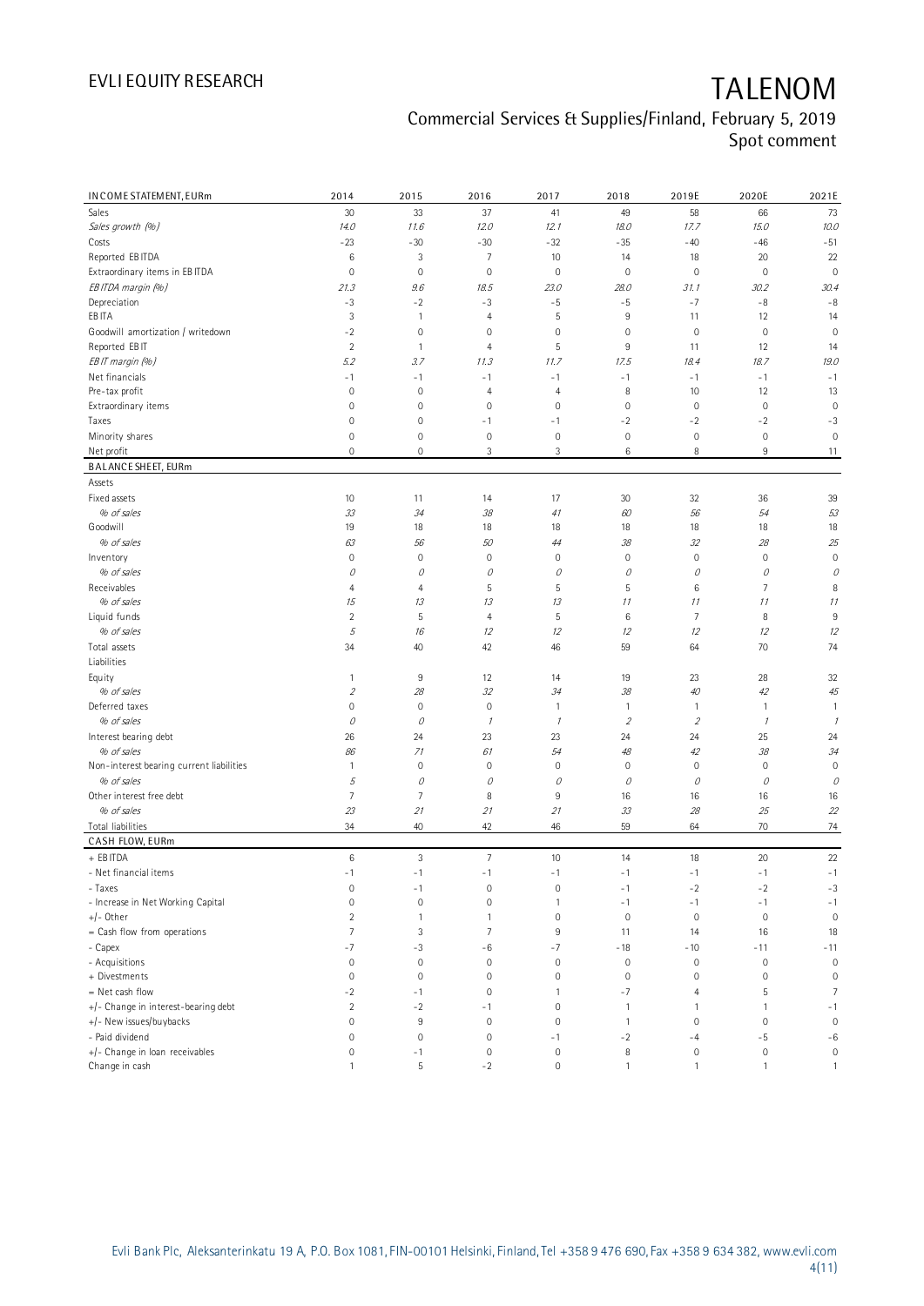| INCOME STATEMENT, EURm | 2014 | 2015 | 2016 | 2017 | 2018 | 2019E | 2020E | 2021E |
|---|---|---|---|---|---|---|---|---|
| Sales | 30 | 33 | 37 | 41 | 49 | 58 | 66 | 73 |
| *Sales growth (%)* | *14.0* | *11.6* | *12.0* | *12.1* | *18.0* | *17.7* | *15.0* | *10.0* |
| Costs | -23 | -30 | -30 | -32 | -35 | -40 | -46 | -51 |
| Reported EBITDA | 6 | 3 | 7 | 10 | 14 | 18 | 20 | 22 |
| Extraordinary items in EBITDA | 0 | 0 | 0 | 0 | 0 | 0 | 0 | 0 |
| *EBITDA margin (%)* | *21.3* | *9.6* | *18.5* | *23.0* | *28.0* | *31.1* | *30.2* | *30.4* |
| Depreciation | -3 | -2 | -3 | -5 | -5 | -7 | -8 | -8 |
| EBITA | 3 | 1 | 4 | 5 | 9 | 11 | 12 | 14 |
| Goodwill amortization / writedown | -2 | 0 | 0 | 0 | 0 | 0 | 0 | 0 |
| Reported EBIT | 2 | 1 | 4 | 5 | 9 | 11 | 12 | 14 |
| *EBIT margin (%)* | *5.2* | *3.7* | *11.3* | *11.7* | *17.5* | *18.4* | *18.7* | *19.0* |
| Net financials | -1 | -1 | -1 | -1 | -1 | -1 | -1 | -1 |
| Pre-tax profit | 0 | 0 | 4 | 4 | 8 | 10 | 12 | 13 |
| Extraordinary items | 0 | 0 | 0 | 0 | 0 | 0 | 0 | 0 |
| Taxes | 0 | 0 | -1 | -1 | -2 | -2 | -2 | -3 |
| Minority shares | 0 | 0 | 0 | 0 | 0 | 0 | 0 | 0 |
| Net profit | 0 | 0 | 3 | 3 | 6 | 8 | 9 | 11 |
| **BALANCE SHEET, EURm** | | | | | | | | |
| Assets | | | | | | | | |
| Fixed assets | 10 | 11 | 14 | 17 | 30 | 32 | 36 | 39 |
| *% of sales* | *33* | *34* | *38* | *41* | *60* | *56* | *54* | *53* |
| Goodwill | 19 | 18 | 18 | 18 | 18 | 18 | 18 | 18 |
| *% of sales* | *63* | *56* | *50* | *44* | *38* | *32* | *28* | *25* |
| Inventory | 0 | 0 | 0 | 0 | 0 | 0 | 0 | 0 |
| *% of sales* | *0* | *0* | *0* | *0* | *0* | *0* | *0* | *0* |
| Receivables | 4 | 4 | 5 | 5 | 5 | 6 | 7 | 8 |
| *% of sales* | *15* | *13* | *13* | *13* | *11* | *11* | *11* | *11* |
| Liquid funds | 2 | 5 | 4 | 5 | 6 | 7 | 8 | 9 |
| *% of sales* | *5* | *16* | *12* | *12* | *12* | *12* | *12* | *12* |
| Total assets | 34 | 40 | 42 | 46 | 59 | 64 | 70 | 74 |
| Liabilities | | | | | | | | |
| Equity | 1 | 9 | 12 | 14 | 19 | 23 | 28 | 32 |
| *% of sales* | *2* | *28* | *32* | *34* | *38* | *40* | *42* | *45* |
| Deferred taxes | 0 | 0 | 0 | 1 | 1 | 1 | 1 | 1 |
| *% of sales* | *0* | *0* | *1* | *1* | *2* | *2* | *1* | *1* |
| Interest bearing debt | 26 | 24 | 23 | 23 | 24 | 24 | 25 | 24 |
| *% of sales* | *86* | *71* | *61* | *54* | *48* | *42* | *38* | *34* |
| Non-interest bearing current liabilities | 1 | 0 | 0 | 0 | 0 | 0 | 0 | 0 |
| *% of sales* | *5* | *0* | *0* | *0* | *0* | *0* | *0* | *0* |
| Other interest free debt | 7 | 7 | 8 | 9 | 16 | 16 | 16 | 16 |
| *% of sales* | *23* | *21* | *21* | *21* | *33* | *28* | *25* | *22* |
| Total liabilities | 34 | 40 | 42 | 46 | 59 | 64 | 70 | 74 |
| **CASH FLOW, EURm** | | | | | | | | |
| + EBITDA | 6 | 3 | 7 | 10 | 14 | 18 | 20 | 22 |
| - Net financial items | -1 | -1 | -1 | -1 | -1 | -1 | -1 | -1 |
| - Taxes | 0 | -1 | 0 | 0 | -1 | -2 | -2 | -3 |
| - Increase in Net Working Capital | 0 | 0 | 0 | 1 | -1 | -1 | -1 | -1 |
| +/- Other | 2 | 1 | 1 | 0 | 0 | 0 | 0 | 0 |
| = Cash flow from operations | 7 | 3 | 7 | 9 | 11 | 14 | 16 | 18 |
| - Capex | -7 | -3 | -6 | -7 | -18 | -10 | -11 | -11 |
| - Acquisitions | 0 | 0 | 0 | 0 | 0 | 0 | 0 | 0 |
| + Divestments | 0 | 0 | 0 | 0 | 0 | 0 | 0 | 0 |
| = Net cash flow | -2 | -1 | 0 | 1 | -7 | 4 | 5 | 7 |
| +/- Change in interest-bearing debt | 2 | -2 | -1 | 0 | 1 | 1 | 1 | -1 |
| +/- New issues/buybacks | 0 | 9 | 0 | 0 | 1 | 0 | 0 | 0 |
| - Paid dividend | 0 | 0 | 0 | -1 | -2 | -4 | -5 | -6 |
| +/- Change in loan receivables | 0 | -1 | 0 | 0 | 8 | 0 | 0 | 0 |
| Change in cash | 1 | 5 | -2 | 0 | 1 | 1 | 1 | 1 |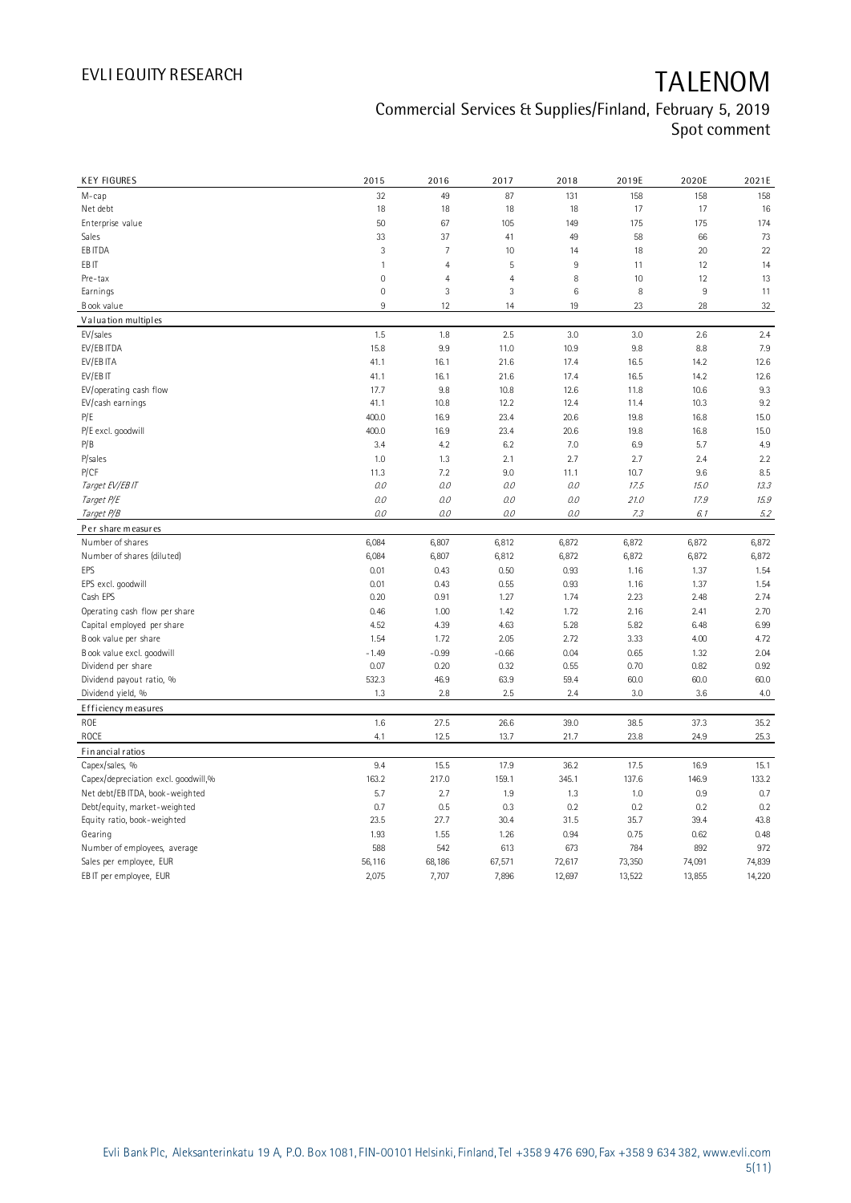# TALENOM

Commercial Services & Supplies/Finland, February 5, 2019
Spot comment

| KEY FIGURES | 2015 | 2016 | 2017 | 2018 | 2019E | 2020E | 2021E |
|---|---|---|---|---|---|---|---|
| M-cap | 32 | 49 | 87 | 131 | 158 | 158 | 158 |
| Net debt | 18 | 18 | 18 | 18 | 17 | 17 | 16 |
| Enterprise value | 50 | 67 | 105 | 149 | 175 | 175 | 174 |
| Sales | 33 | 37 | 41 | 49 | 58 | 66 | 73 |
| EBITDA | 3 | 7 | 10 | 14 | 18 | 20 | 22 |
| EBIT | 1 | 4 | 5 | 9 | 11 | 12 | 14 |
| Pre-tax | 0 | 4 | 4 | 8 | 10 | 12 | 13 |
| Earnings | 0 | 3 | 3 | 6 | 8 | 9 | 11 |
| Book value | 9 | 12 | 14 | 19 | 23 | 28 | 32 |
| **Valuation multiples** | | | | | | | |
| EV/sales | 1.5 | 1.8 | 2.5 | 3.0 | 3.0 | 2.6 | 2.4 |
| EV/EBITDA | 15.8 | 9.9 | 11.0 | 10.9 | 9.8 | 8.8 | 7.9 |
| EV/EBITA | 41.1 | 16.1 | 21.6 | 17.4 | 16.5 | 14.2 | 12.6 |
| EV/EBIT | 41.1 | 16.1 | 21.6 | 17.4 | 16.5 | 14.2 | 12.6 |
| EV/operating cash flow | 17.7 | 9.8 | 10.8 | 12.6 | 11.8 | 10.6 | 9.3 |
| EV/cash earnings | 41.1 | 10.8 | 12.2 | 12.4 | 11.4 | 10.3 | 9.2 |
| P/E | 400.0 | 16.9 | 23.4 | 20.6 | 19.8 | 16.8 | 15.0 |
| P/E excl. goodwill | 400.0 | 16.9 | 23.4 | 20.6 | 19.8 | 16.8 | 15.0 |
| P/B | 3.4 | 4.2 | 6.2 | 7.0 | 6.9 | 5.7 | 4.9 |
| P/sales | 1.0 | 1.3 | 2.1 | 2.7 | 2.7 | 2.4 | 2.2 |
| P/CF | 11.3 | 7.2 | 9.0 | 11.1 | 10.7 | 9.6 | 8.5 |
| *Target EV/EBIT* | *0.0* | *0.0* | *0.0* | *0.0* | *17.5* | *15.0* | *13.3* |
| *Target P/E* | *0.0* | *0.0* | *0.0* | *0.0* | *21.0* | *17.9* | *15.9* |
| *Target P/B* | *0.0* | *0.0* | *0.0* | *0.0* | *7.3* | *6.1* | *5.2* |
| **Per share measures** | | | | | | | |
| Number of shares | 6,084 | 6,807 | 6,812 | 6,872 | 6,872 | 6,872 | 6,872 |
| Number of shares (diluted) | 6,084 | 6,807 | 6,812 | 6,872 | 6,872 | 6,872 | 6,872 |
| EPS | 0.01 | 0.43 | 0.50 | 0.93 | 1.16 | 1.37 | 1.54 |
| EPS excl. goodwill | 0.01 | 0.43 | 0.55 | 0.93 | 1.16 | 1.37 | 1.54 |
| Cash EPS | 0.20 | 0.91 | 1.27 | 1.74 | 2.23 | 2.48 | 2.74 |
| Operating cash flow per share | 0.46 | 1.00 | 1.42 | 1.72 | 2.16 | 2.41 | 2.70 |
| Capital employed per share | 4.52 | 4.39 | 4.63 | 5.28 | 5.82 | 6.48 | 6.99 |
| Book value per share | 1.54 | 1.72 | 2.05 | 2.72 | 3.33 | 4.00 | 4.72 |
| Book value excl. goodwill | -1.49 | -0.99 | -0.66 | 0.04 | 0.65 | 1.32 | 2.04 |
| Dividend per share | 0.07 | 0.20 | 0.32 | 0.55 | 0.70 | 0.82 | 0.92 |
| Dividend payout ratio, % | 532.3 | 46.9 | 63.9 | 59.4 | 60.0 | 60.0 | 60.0 |
| Dividend yield, % | 1.3 | 2.8 | 2.5 | 2.4 | 3.0 | 3.6 | 4.0 |
| **Efficiency measures** | | | | | | | |
| ROE | 1.6 | 27.5 | 26.6 | 39.0 | 38.5 | 37.3 | 35.2 |
| ROCE | 4.1 | 12.5 | 13.7 | 21.7 | 23.8 | 24.9 | 25.3 |
| **Financial ratios** | | | | | | | |
| Capex/sales, % | 9.4 | 15.5 | 17.9 | 36.2 | 17.5 | 16.9 | 15.1 |
| Capex/depreciation excl. goodwill,% | 163.2 | 217.0 | 159.1 | 345.1 | 137.6 | 146.9 | 133.2 |
| Net debt/EBITDA, book-weighted | 5.7 | 2.7 | 1.9 | 1.3 | 1.0 | 0.9 | 0.7 |
| Debt/equity, market-weighted | 0.7 | 0.5 | 0.3 | 0.2 | 0.2 | 0.2 | 0.2 |
| Equity ratio, book-weighted | 23.5 | 27.7 | 30.4 | 31.5 | 35.7 | 39.4 | 43.8 |
| Gearing | 1.93 | 1.55 | 1.26 | 0.94 | 0.75 | 0.62 | 0.48 |
| Number of employees, average | 588 | 542 | 613 | 673 | 784 | 892 | 972 |
| Sales per employee, EUR | 56,116 | 68,186 | 67,571 | 72,617 | 73,350 | 74,091 | 74,839 |
| EBIT per employee, EUR | 2,075 | 7,707 | 7,896 | 12,697 | 13,522 | 13,855 | 14,220 |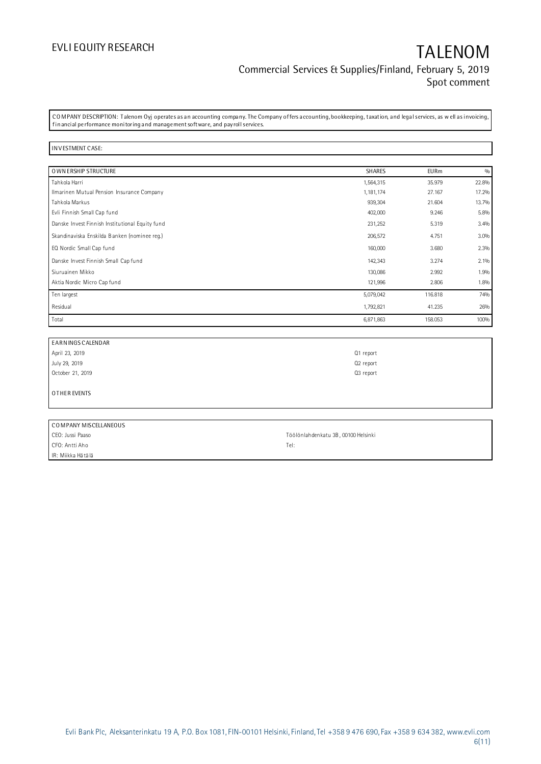COMPANY DESCRIPTION: Talenom Oyj operates as an accounting company. The Company offers accounting, bookkeeping, taxation, and legal services, as well as invoicing, financial performance monitoring and management software, and payroll services.

INVESTMENT CASE:

| OWNERSHIP STRUCTURE | SHARES | EURm | % |
|---|---|---|---|
| Tahkola Harri | 1,564,315 | 35.979 | 22.8% |
| Ilmarinen Mutual Pension Insurance Company | 1,181,174 | 27.167 | 17.2% |
| Tahkola Markus | 939,304 | 21.604 | 13.7% |
| Evli Finnish Small Cap fund | 402,000 | 9.246 | 5.8% |
| Danske Invest Finnish Institutional Equity fund | 231,252 | 5.319 | 3.4% |
| Skandinaviska Enskilda Banken (nominee reg.) | 206,572 | 4.751 | 3.0% |
| EQ Nordic Small Cap fund | 160,000 | 3.680 | 2.3% |
| Danske Invest Finnish Small Cap fund | 142,343 | 3.274 | 2.1% |
| Siuruainen Mikko | 130,086 | 2.992 | 1.9% |
| Aktia Nordic Micro Cap fund | 121,996 | 2.806 | 1.8% |
| Ten largest | 5,079,042 | 116.818 | 74% |
| Residual | 1,792,821 | 41.235 | 26% |
| Total | 6,871,863 | 158.053 | 100% |

| EARNINGS CALENDAR | |
|---|---|
| April 23, 2019 | Q1 report |
| July 29, 2019 | Q2 report |
| October 21, 2019 | Q3 report |

OTHER EVENTS

| COMPANY MISCELLANEOUS | |
|---|---|
| CEO: Jussi Paaso | Töölönlahdenkatu 3B, 00100 Helsinki |
| CFO: Antti Aho | Tel: |
| IR: Miikka Hätälä | |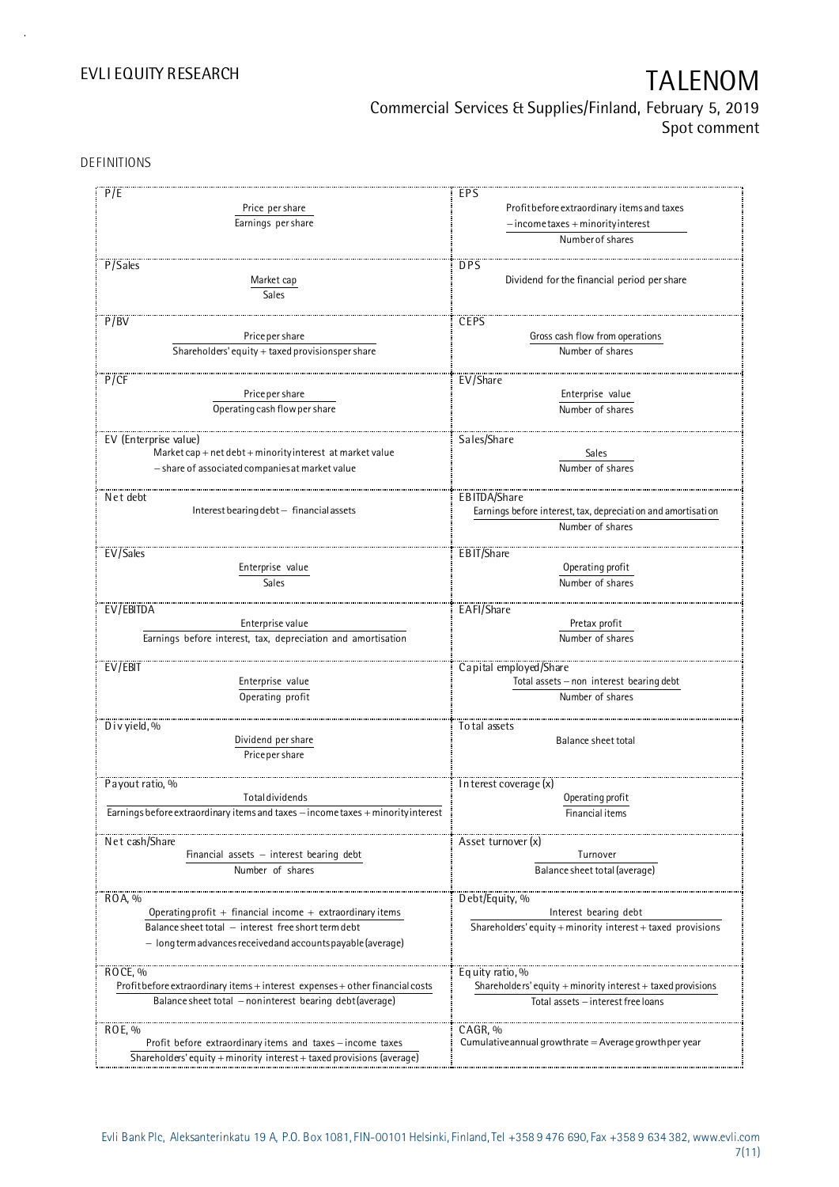## DEFINITIONS

| | |
|---|---|
| **P/E**<br>$\frac{\text{Price per share}}{\text{Earnings per share}}$ | **EPS**<br>$\frac{\text{Profit before extraordinary items and taxes} - \text{income taxes} + \text{minority interest}}{\text{Number of shares}}$ |
| **P/Sales**<br>$\frac{\text{Market cap}}{\text{Sales}}$ | **DPS**<br>Dividend for the financial period per share |
| **P/BV**<br>$\frac{\text{Price per share}}{\text{Shareholders' equity} + \text{taxed provisions per share}}$ | **CEPS**<br>$\frac{\text{Gross cash flow from operations}}{\text{Number of shares}}$ |
| **P/CF**<br>$\frac{\text{Price per share}}{\text{Operating cash flow per share}}$ | **EV/Share**<br>$\frac{\text{Enterprise value}}{\text{Number of shares}}$ |
| **EV (Enterprise value)**<br>Market cap + net debt + minority interest at market value − share of associated companies at market value | **Sales/Share**<br>$\frac{\text{Sales}}{\text{Number of shares}}$ |
| **Net debt**<br>Interest bearing debt − financial assets | **EBITDA/Share**<br>$\frac{\text{Earnings before interest, tax, depreciation and amortisation}}{\text{Number of shares}}$ |
| **EV/Sales**<br>$\frac{\text{Enterprise value}}{\text{Sales}}$ | **EBIT/Share**<br>$\frac{\text{Operating profit}}{\text{Number of shares}}$ |
| **EV/EBITDA**<br>$\frac{\text{Enterprise value}}{\text{Earnings before interest, tax, depreciation and amortisation}}$ | **EAFI/Share**<br>$\frac{\text{Pretax profit}}{\text{Number of shares}}$ |
| **EV/EBIT**<br>$\frac{\text{Enterprise value}}{\text{Operating profit}}$ | **Capital employed/Share**<br>$\frac{\text{Total assets} - \text{non interest bearing debt}}{\text{Number of shares}}$ |
| **Div yield, %**<br>$\frac{\text{Dividend per share}}{\text{Price per share}}$ | **Total assets**<br>Balance sheet total |
| **Payout ratio, %**<br>$\frac{\text{Total dividends}}{\text{Earnings before extraordinary items and taxes} - \text{income taxes} + \text{minority interest}}$ | **Interest coverage (x)**<br>$\frac{\text{Operating profit}}{\text{Financial items}}$ |
| **Net cash/Share**<br>$\frac{\text{Financial assets} - \text{interest bearing debt}}{\text{Number of shares}}$ | **Asset turnover (x)**<br>$\frac{\text{Turnover}}{\text{Balance sheet total (average)}}$ |
| **ROA, %**<br>$\frac{\text{Operating profit} + \text{financial income} + \text{extraordinary items}}{\text{Balance sheet total} - \text{interest free short term debt} - \text{long term advances received and accounts payable (average)}}$ | **Debt/Equity, %**<br>$\frac{\text{Interest bearing debt}}{\text{Shareholders' equity} + \text{minority interest} + \text{taxed provisions}}$ |
| **ROCE, %**<br>$\frac{\text{Profit before extraordinary items} + \text{interest expenses} + \text{other financial costs}}{\text{Balance sheet total} - \text{noninterest bearing debt (average)}}$ | **Equity ratio, %**<br>$\frac{\text{Shareholders' equity} + \text{minority interest} + \text{taxed provisions}}{\text{Total assets} - \text{interest free loans}}$ |
| **ROE, %**<br>$\frac{\text{Profit before extraordinary items and taxes} - \text{income taxes}}{\text{Shareholders' equity} + \text{minority interest} + \text{taxed provisions (average)}}$ | **CAGR, %**<br>Cumulative annual growth rate = Average growth per year |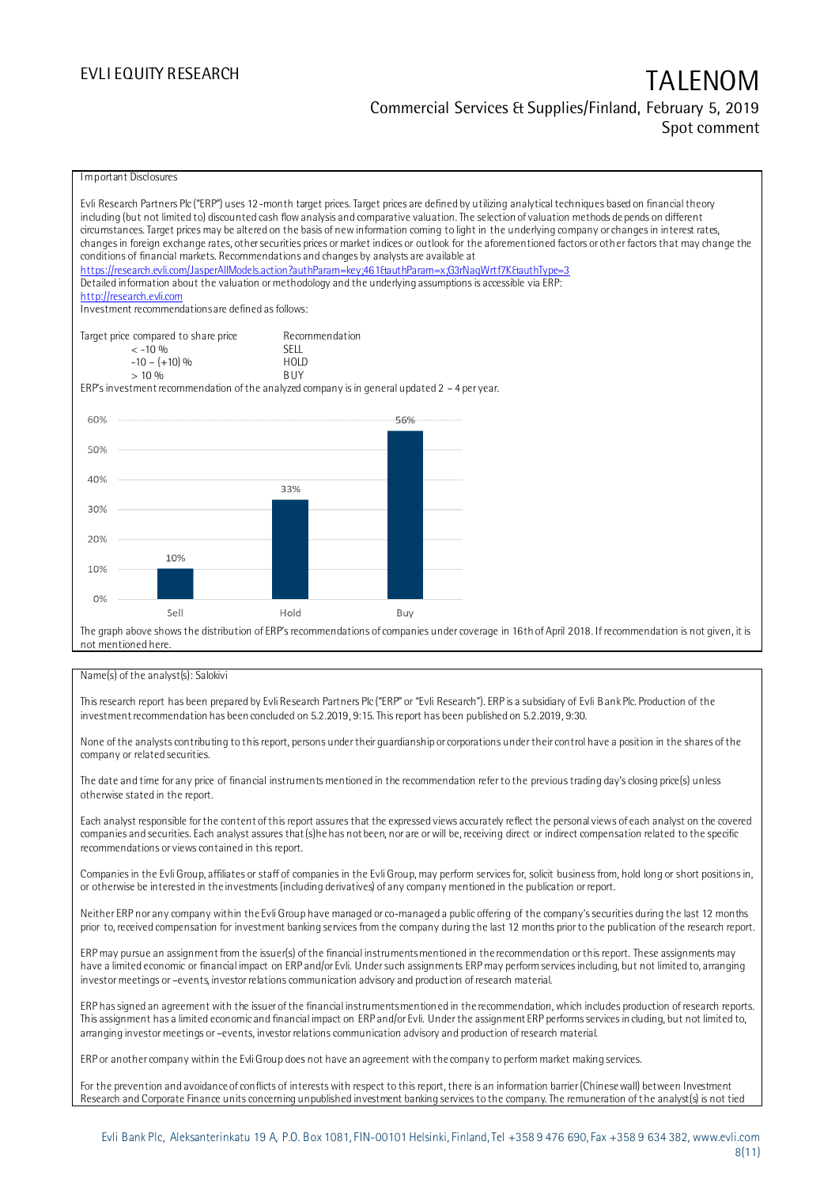Important Disclosures

Evli Research Partners Plc ("ERP") uses 12-month target prices. Target prices are defined by utilizing analytical techniques based on financial theory including (but not limited to) discounted cash flow analysis and comparative valuation. The selection of valuation methods depends on different circumstances. Target prices may be altered on the basis of new information coming to light in the underlying company or changes in interest rates, changes in foreign exchange rates, other securities prices or market indices or outlook for the aforementioned factors or other factors that may change the conditions of financial markets. Recommendations and changes by analysts are available at https://research.evli.com/JasperAllModels.action?authParam=key;461&authParam=x;G3rNagWrtf7K&authType=3
Detailed information about the valuation or methodology and the underlying assumptions is accessible via ERP: http://research.evli.com
Investment recommendations are defined as follows:

| Target price compared to share price | Recommendation |
|---|---|
| < -10 % | SELL |
| -10 – (+10) % | HOLD |
| > 10 % | BUY |

ERP's investment recommendation of the analyzed company is in general updated 2 – 4 per year.

| | Sell | Hold | Buy |
|---|---|---|---|
| Share | 10% | 33% | 56% |

The graph above shows the distribution of ERP's recommendations of companies under coverage in 16th of April 2018. If recommendation is not given, it is not mentioned here.

Name(s) of the analyst(s): Salokivi

This research report has been prepared by Evli Research Partners Plc ("ERP" or "Evli Research"). ERP is a subsidiary of Evli Bank Plc. Production of the investment recommendation has been concluded on 5.2.2019, 9:15. This report has been published on 5.2.2019, 9:30.

None of the analysts contributing to this report, persons under their guardianship or corporations under their control have a position in the shares of the company or related securities.

The date and time for any price of financial instruments mentioned in the recommendation refer to the previous trading day's closing price(s) unless otherwise stated in the report.

Each analyst responsible for the content of this report assures that the expressed views accurately reflect the personal views of each analyst on the covered companies and securities. Each analyst assures that (s)he has not been, nor are or will be, receiving direct or indirect compensation related to the specific recommendations or views contained in this report.

Companies in the Evli Group, affiliates or staff of companies in the Evli Group, may perform services for, solicit business from, hold long or short positions in, or otherwise be interested in the investments (including derivatives) of any company mentioned in the publication or report.

Neither ERP nor any company within the Evli Group have managed or co-managed a public offering of the company's securities during the last 12 months prior to, received compensation for investment banking services from the company during the last 12 months prior to the publication of the research report.

ERP may pursue an assignment from the issuer(s) of the financial instruments mentioned in the recommendation or this report. These assignments may have a limited economic or financial impact on ERP and/or Evli. Under such assignments ERP may perform services including, but not limited to, arranging investor meetings or –events, investor relations communication advisory and production of research material.

ERP has signed an agreement with the issuer of the financial instruments mentioned in the recommendation, which includes production of research reports. This assignment has a limited economic and financial impact on ERP and/or Evli. Under the assignment ERP performs services including, but not limited to, arranging investor meetings or –events, investor relations communication advisory and production of research material.

ERP or another company within the Evli Group does not have an agreement with the company to perform market making services.

For the prevention and avoidance of conflicts of interests with respect to this report, there is an information barrier (Chinese wall) between Investment Research and Corporate Finance units concerning unpublished investment banking services to the company. The remuneration of the analyst(s) is not tied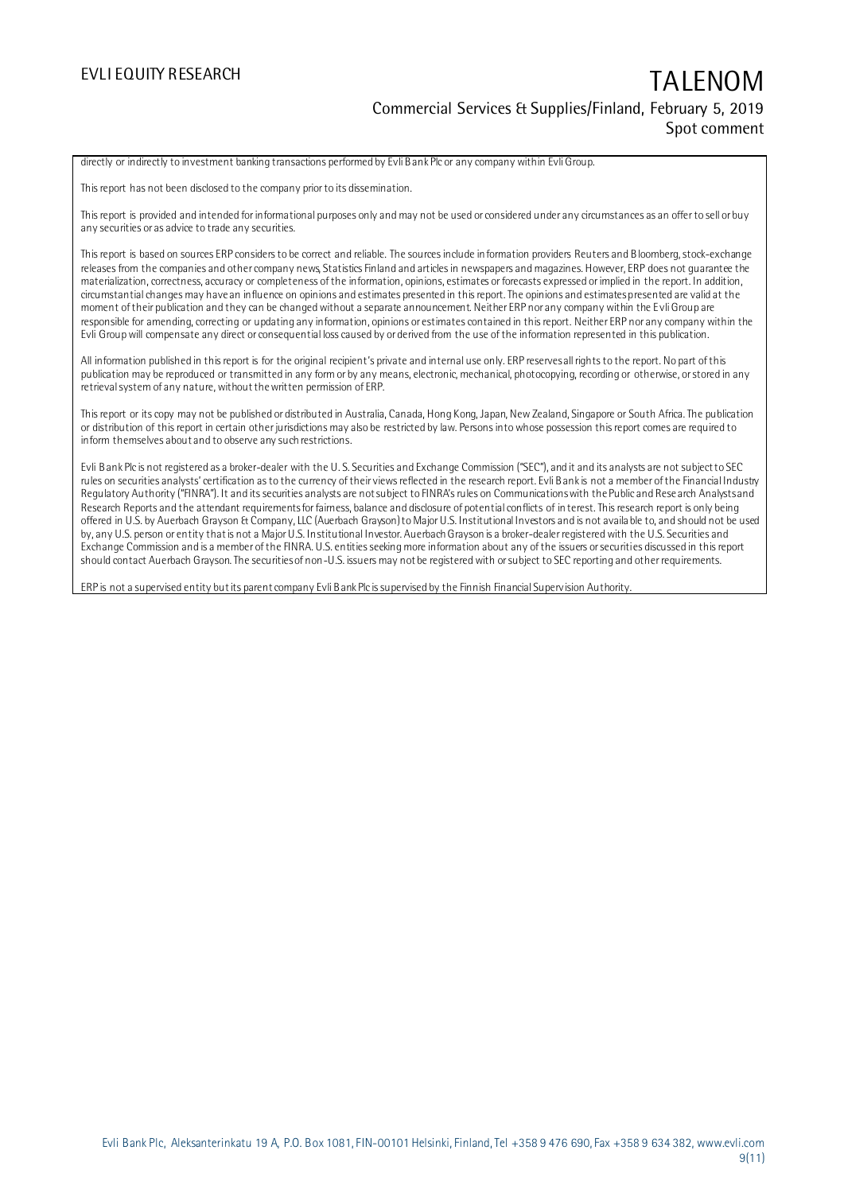directly or indirectly to investment banking transactions performed by Evli Bank Plc or any company within Evli Group.

This report has not been disclosed to the company prior to its dissemination.

This report is provided and intended for informational purposes only and may not be used or considered under any circumstances as an offer to sell or buy any securities or as advice to trade any securities.

This report is based on sources ERP considers to be correct and reliable. The sources include information providers Reuters and Bloomberg, stock-exchange releases from the companies and other company news, Statistics Finland and articles in newspapers and magazines. However, ERP does not guarantee the materialization, correctness, accuracy or completeness of the information, opinions, estimates or forecasts expressed or implied in the report. In addition, circumstantial changes may have an influence on opinions and estimates presented in this report. The opinions and estimates presented are valid at the moment of their publication and they can be changed without a separate announcement. Neither ERP nor any company within the Evli Group are responsible for amending, correcting or updating any information, opinions or estimates contained in this report. Neither ERP nor any company within the Evli Group will compensate any direct or consequential loss caused by or derived from the use of the information represented in this publication.

All information published in this report is for the original recipient's private and internal use only. ERP reserves all rights to the report. No part of this publication may be reproduced or transmitted in any form or by any means, electronic, mechanical, photocopying, recording or otherwise, or stored in any retrieval system of any nature, without the written permission of ERP.

This report or its copy may not be published or distributed in Australia, Canada, Hong Kong, Japan, New Zealand, Singapore or South Africa. The publication or distribution of this report in certain other jurisdictions may also be restricted by law. Persons into whose possession this report comes are required to inform themselves about and to observe any such restrictions.

Evli Bank Plc is not registered as a broker-dealer with the U. S. Securities and Exchange Commission ("SEC"), and it and its analysts are not subject to SEC rules on securities analysts' certification as to the currency of their views reflected in the research report. Evli Bank is not a member of the Financial Industry Regulatory Authority ("FINRA"). It and its securities analysts are not subject to FINRA's rules on Communications with the Public and Research Analysts and Research Reports and the attendant requirements for fairness, balance and disclosure of potential conflicts of interest. This research report is only being offered in U.S. by Auerbach Grayson & Company, LLC (Auerbach Grayson) to Major U.S. Institutional Investors and is not available to, and should not be used by, any U.S. person or entity that is not a Major U.S. Institutional Investor. Auerbach Grayson is a broker-dealer registered with the U.S. Securities and Exchange Commission and is a member of the FINRA. U.S. entities seeking more information about any of the issuers or securities discussed in this report should contact Auerbach Grayson. The securities of non-U.S. issuers may not be registered with or subject to SEC reporting and other requirements.

ERP is not a supervised entity but its parent company Evli Bank Plc is supervised by the Finnish Financial Supervision Authority.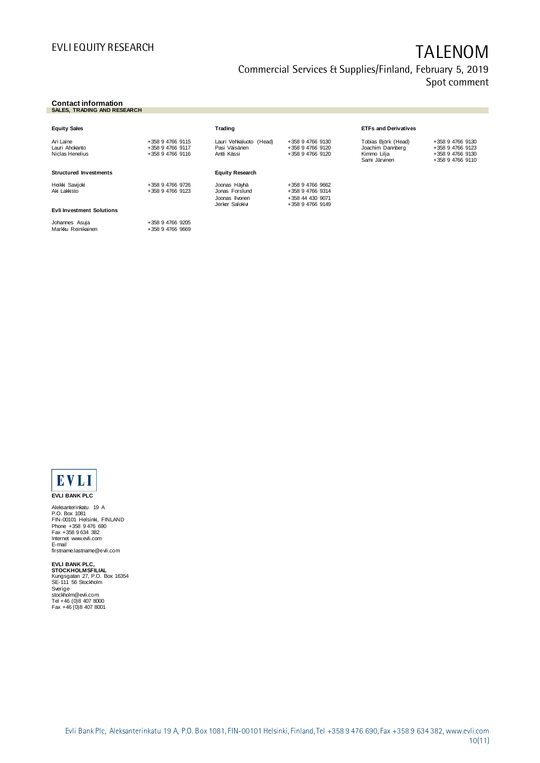**Contact information**
**SALES, TRADING AND RESEARCH**

**Equity Sales**

| | |
|---|---|
| Ari Laine | +358 9 4766 9115 |
| Lauri Ahokanto | +358 9 4766 9117 |
| Niclas Henelius | +358 9 4766 9116 |

**Structured Investments**

| | |
|---|---|
| Heikki Savijoki | +358 9 4766 9726 |
| Aki Lakkisto | +358 9 4766 9123 |

**Evli Investment Solutions**

| | |
|---|---|
| Johannes Asuja | +358 9 4766 9205 |
| Markku Reinikainen | +358 9 4766 9669 |

**Trading**

| | |
|---|---|
| Lauri Vehkaluoto (Head) | +358 9 4766 9130 |
| Pasi Väisänen | +358 9 4766 9120 |
| Antti Kässi | +358 9 4766 9120 |

**Equity Research**

| | |
|---|---|
| Joonas Häyhä | +358 9 4766 9662 |
| Jonas Forslund | +358 9 4766 9314 |
| Joonas Ilvonen | +358 44 430 9071 |
| Jerker Salokivi | +358 9 4766 9149 |

**ETFs and Derivatives**

| | |
|---|---|
| Tobias Björk (Head) | +358 9 4766 9130 |
| Joachim Dannberg | +358 9 4766 9123 |
| Kimmo Lilja | +358 9 4766 9130 |
| Sami Järvinen | +358 9 4766 9110 |

**EVLI BANK PLC**

Aleksanterinkatu 19 A
P.O. Box 1081
FIN-00101 Helsinki, FINLAND
Phone +358 9 476 690
Fax +358 9 634 382
Internet www.evli.com
E-mail
firstname.lastname@evli.com

**EVLI BANK PLC,**
**STOCKHOLMSFILIAL**
Kungsgatan 27, P.O. Box 16354
SE-111 56 Stockholm
Sverige
stockholm@evli.com
Tel +46 (0)8 407 8000
Fax +46 (0)8 407 8001